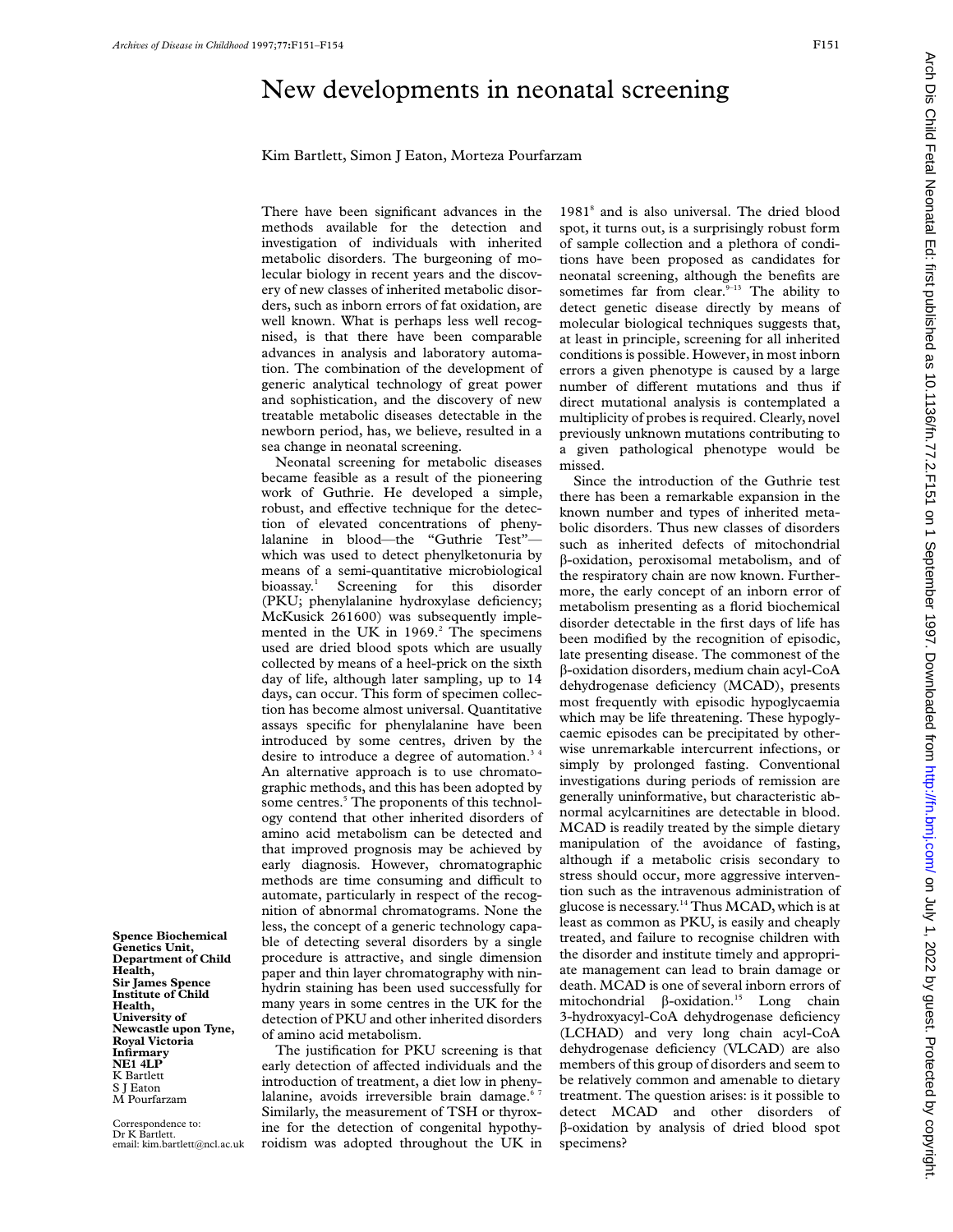# New developments in neonatal screening

Kim Bartlett, Simon J Eaton, Morteza Pourfarzam

There have been significant advances in the methods available for the detection and investigation of individuals with inherited metabolic disorders. The burgeoning of molecular biology in recent years and the discovery of new classes of inherited metabolic disorders, such as inborn errors of fat oxidation, are well known. What is perhaps less well recognised, is that there have been comparable advances in analysis and laboratory automation. The combination of the development of generic analytical technology of great power and sophistication, and the discovery of new treatable metabolic diseases detectable in the newborn period, has, we believe, resulted in a sea change in neonatal screening.

Neonatal screening for metabolic diseases became feasible as a result of the pioneering work of Guthrie. He developed a simple, robust, and effective technique for the detection of elevated concentrations of phenylalanine in blood—the "Guthrie Test"—which was used to detect phenylketonuria by means of a semi-quantitative microbiological bioassay.[1] Screening for this disorder (PKU; phenylalanine hydroxylase deficiency; McKusick 261600) was subsequently implemented in the UK in 1969.[2] The specimens used are dried blood spots which are usually collected by means of a heel-prick on the sixth day of life, although later sampling, up to 14 days, can occur. This form of specimen collection has become almost universal. Quantitative assays specific for phenylalanine have been introduced by some centres, driven by the desire to introduce a degree of automation.[3 4] An alternative approach is to use chromatographic methods, and this has been adopted by some centres.[5] The proponents of this technology contend that other inherited disorders of amino acid metabolism can be detected and that improved prognosis may be achieved by early diagnosis. However, chromatographic methods are time consuming and difficult to automate, particularly in respect of the recognition of abnormal chromatograms. None the less, the concept of a generic technology capable of detecting several disorders by a single procedure is attractive, and single dimension paper and thin layer chromatography with ninhydrin staining has been used successfully for many years in some centres in the UK for the detection of PKU and other inherited disorders of amino acid metabolism.

The justification for PKU screening is that early detection of affected individuals and the introduction of treatment, a diet low in phenylalanine, avoids irreversible brain damage.[6 7] Similarly, the measurement of TSH or thyroxine for the detection of congenital hypothyroidism was adopted throughout the UK in 1981[8] and is also universal. The dried blood spot, it turns out, is a surprisingly robust form of sample collection and a plethora of conditions have been proposed as candidates for neonatal screening, although the benefits are sometimes far from clear.[9–13] The ability to detect genetic disease directly by means of molecular biological techniques suggests that, at least in principle, screening for all inherited conditions is possible. However, in most inborn errors a given phenotype is caused by a large number of different mutations and thus if direct mutational analysis is contemplated a multiplicity of probes is required. Clearly, novel previously unknown mutations contributing to a given pathological phenotype would be missed.

Since the introduction of the Guthrie test there has been a remarkable expansion in the known number and types of inherited metabolic disorders. Thus new classes of disorders such as inherited defects of mitochondrial β-oxidation, peroxisomal metabolism, and of the respiratory chain are now known. Furthermore, the early concept of an inborn error of metabolism presenting as a florid biochemical disorder detectable in the first days of life has been modified by the recognition of episodic, late presenting disease. The commonest of the β-oxidation disorders, medium chain acyl-CoA dehydrogenase deficiency (MCAD), presents most frequently with episodic hypoglycaemia which may be life threatening. These hypoglycaemic episodes can be precipitated by otherwise unremarkable intercurrent infections, or simply by prolonged fasting. Conventional investigations during periods of remission are generally uninformative, but characteristic abnormal acylcarnitines are detectable in blood. MCAD is readily treated by the simple dietary manipulation of the avoidance of fasting, although if a metabolic crisis secondary to stress should occur, more aggressive intervention such as the intravenous administration of glucose is necessary.[14] Thus MCAD, which is at least as common as PKU, is easily and cheaply treated, and failure to recognise children with the disorder and institute timely and appropriate management can lead to brain damage or death. MCAD is one of several inborn errors of mitochondrial β-oxidation.[15] Long chain 3-hydroxyacyl-CoA dehydrogenase deficiency (LCHAD) and very long chain acyl-CoA dehydrogenase deficiency (VLCAD) are also members of this group of disorders and seem to be relatively common and amenable to dietary treatment. The question arises: is it possible to detect MCAD and other disorders of β-oxidation by analysis of dried blood spot specimens?

**Spence Biochemical Genetics Unit, Department of Child Health, Sir James Spence Institute of Child Health, University of Newcastle upon Tyne, Royal Victoria Infirmary NE1 4LP**
K Bartlett
S J Eaton
M Pourfarzam

Correspondence to: Dr K Bartlett.
email: kim.bartlett@ncl.ac.uk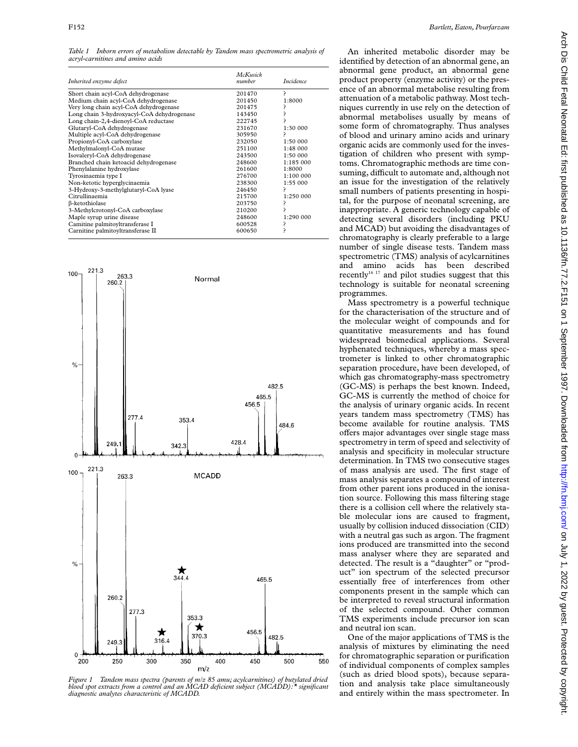*Table 1 Inborn errors of metabolism detectable by Tandem mass spectrometric analysis of acryl-carnitines and amino acids*

| Inherited enzyme defect | McKusick number | Incidence |
|---|---|---|
| Short chain acyl-CoA dehydrogenase | 201470 | ? |
| Medium chain acyl-CoA dehydrogenase | 201450 | 1:8000 |
| Very long chain acyl-CoA dehydrogenase | 201475 | ? |
| Long chain 3-hydroxyacyl-CoA dehydrogenase | 143450 | ? |
| Long chain-2,4-dienoyl-CoA reductase | 222745 | ? |
| Glutaryl-CoA dehydrogenase | 231670 | 1:30 000 |
| Multiple acyl-CoA dehydrogenase | 305950 | ? |
| Propionyl-CoA carboxylase | 232050 | 1:50 000 |
| Methylmalonyl-CoA mutase | 251100 | 1:48 000 |
| Isovaleryl-CoA dehydrogenase | 243500 | 1:50 000 |
| Branched chain ketoacid dehydrogenase | 248600 | 1:185 000 |
| Phenylalanine hydroxylase | 261600 | 1:8000 |
| Tyrosinaemia type I | 276700 | 1:100 000 |
| Non-ketotic hyperglycinaemia | 238300 | 1:55 000 |
| 3-Hydroxy-3-methylglutaryl-CoA lyase | 246450 | ? |
| Citrullinaemia | 215700 | 1:250 000 |
| β-ketothiolase | 203750 | ? |
| 3-Methylcrotonyl-CoA carboxylase | 210200 | ? |
| Maple syrup urine disease | 248600 | 1:290 000 |
| Camitine palmitoyltransferase I | 600528 | ? |
| Carnitine palmitoyltransferase II | 600650 | ? |

Normal

221.3
263.3
260.2
277.4
249.1
353.4
342.3
428.4
482.5
465.5
456.5
484.6

MCADD

221.3
263.3
260.2
277.3
249.3
316.4
344.4
353.3
370.3
465.5
456.5
482.5

100
%
0
200 250 300 350 400 450 500 550
m/z

*Figure 1 Tandem mass spectra (parents of m/z 85 amu; acylcarnitines) of butylated dried blood spot extracts from a control and an MCAD deficient subject (MCADD):★ significant diagnostic analytes characteristic of MCADD.*

An inherited metabolic disorder may be identified by detection of an abnormal gene, an abnormal gene product, an abnormal gene product property (enzyme activity) or the presence of an abnormal metabolise resulting from attenuation of a metabolic pathway. Most techniques currently in use rely on the detection of abnormal metabolises usually by means of some form of chromatography. Thus analyses of blood and urinary amino acids and urinary organic acids are commonly used for the investigation of children who present with symptoms. Chromatographic methods are time consuming, difficult to automate and, although not an issue for the investigation of the relatively small numbers of patients presenting in hospital, for the purpose of neonatal screening, are inappropriate. A generic technology capable of detecting several disorders (including PKU and MCAD) but avoiding the disadvantages of chromatography is clearly preferable to a large number of single disease tests. Tandem mass spectrometric (TMS) analysis of acylcarnitines and amino acids has been described recently[16 17] and pilot studies suggest that this technology is suitable for neonatal screening programmes.

Mass spectrometry is a powerful technique for the characterisation of the structure and of the molecular weight of compounds and for quantitative measurements and has found widespread biomedical applications. Several hyphenated techniques, whereby a mass spectrometer is linked to other chromatographic separation procedure, have been developed, of which gas chromatography-mass spectrometry (GC-MS) is perhaps the best known. Indeed, GC-MS is currently the method of choice for the analysis of urinary organic acids. In recent years tandem mass spectrometry (TMS) has become available for routine analysis. TMS offers major advantages over single stage mass spectrometry in term of speed and selectivity of analysis and specificity in molecular structure determination. In TMS two consecutive stages of mass analysis are used. The first stage of mass analysis separates a compound of interest from other parent ions produced in the ionisation source. Following this mass filtering stage there is a collision cell where the relatively stable molecular ions are caused to fragment, usually by collision induced dissociation (CID) with a neutral gas such as argon. The fragment ions produced are transmitted into the second mass analyser where they are separated and detected. The result is a "daughter" or "product" ion spectrum of the selected precursor essentially free of interferences from other components present in the sample which can be interpreted to reveal structural information of the selected compound. Other common TMS experiments include precursor ion scan and neutral ion scan.

One of the major applications of TMS is the analysis of mixtures by eliminating the need for chromatographic separation or purification of individual components of complex samples (such as dried blood spots), because separation and analysis take place simultaneously and entirely within the mass spectrometer. In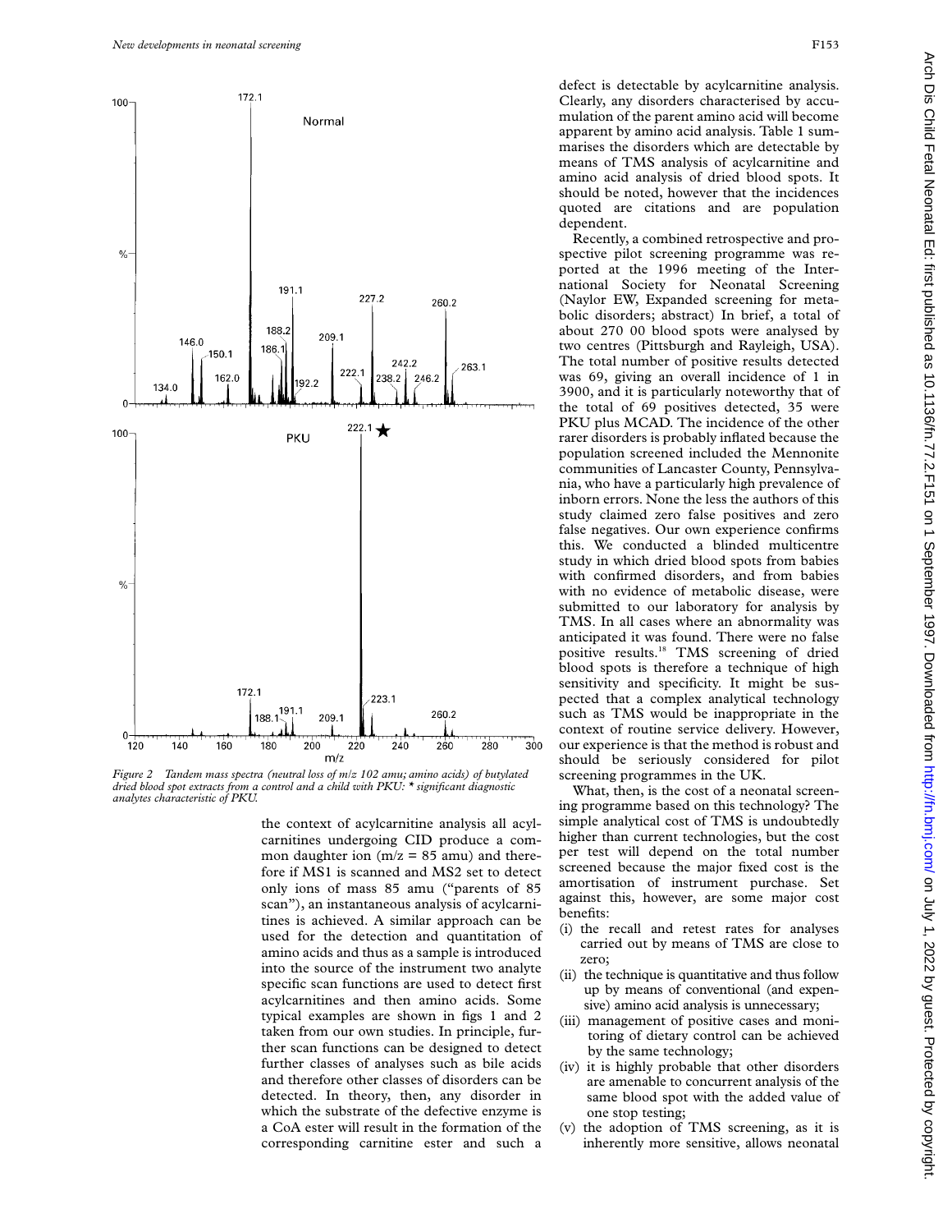100

Normal

%

0

172.1

191.1

227.2

260.2

188.2

186.1

209.1

146.0

150.1

242.2

263.1

162.0

222.1

238.2

246.2

134.0

192.2

100

PKU

222.1 ★

%

172.1

223.1

188.1

191.1

209.1

260.2

0

120 140 160 180 200 220 240 260 280 300

m/z

*Figure 2 Tandem mass spectra (neutral loss of m/z 102 amu; amino acids) of butylated dried blood spot extracts from a control and a child with PKU: \* significant diagnostic analytes characteristic of PKU.*

the context of acylcarnitine analysis all acylcarnitines undergoing CID produce a common daughter ion (m/z = 85 amu) and therefore if MS1 is scanned and MS2 set to detect only ions of mass 85 amu ("parents of 85 scan"), an instantaneous analysis of acylcarnitines is achieved. A similar approach can be used for the detection and quantitation of amino acids and thus as a sample is introduced into the source of the instrument two analyte specific scan functions are used to detect first acylcarnitines and then amino acids. Some typical examples are shown in figs 1 and 2 taken from our own studies. In principle, further scan functions can be designed to detect further classes of analyses such as bile acids and therefore other classes of disorders can be detected. In theory, then, any disorder in which the substrate of the defective enzyme is a CoA ester will result in the formation of the corresponding carnitine ester and such a defect is detectable by acylcarnitine analysis. Clearly, any disorders characterised by accumulation of the parent amino acid will become apparent by amino acid analysis. Table 1 summarises the disorders which are detectable by means of TMS analysis of acylcarnitine and amino acid analysis of dried blood spots. It should be noted, however that the incidences quoted are citations and are population dependent.

Recently, a combined retrospective and prospective pilot screening programme was reported at the 1996 meeting of the International Society for Neonatal Screening (Naylor EW, Expanded screening for metabolic disorders; abstract) In brief, a total of about 270 00 blood spots were analysed by two centres (Pittsburgh and Rayleigh, USA). The total number of positive results detected was 69, giving an overall incidence of 1 in 3900, and it is particularly noteworthy that of the total of 69 positives detected, 35 were PKU plus MCAD. The incidence of the other rarer disorders is probably inflated because the population screened included the Mennonite communities of Lancaster County, Pennsylvania, who have a particularly high prevalence of inborn errors. None the less the authors of this study claimed zero false positives and zero false negatives. Our own experience confirms this. We conducted a blinded multicentre study in which dried blood spots from babies with confirmed disorders, and from babies with no evidence of metabolic disease, were submitted to our laboratory for analysis by TMS. In all cases where an abnormality was anticipated it was found. There were no false positive results.[18] TMS screening of dried blood spots is therefore a technique of high sensitivity and specificity. It might be suspected that a complex analytical technology such as TMS would be inappropriate in the context of routine service delivery. However, our experience is that the method is robust and should be seriously considered for pilot screening programmes in the UK.

What, then, is the cost of a neonatal screening programme based on this technology? The simple analytical cost of TMS is undoubtedly higher than current technologies, but the cost per test will depend on the total number screened because the major fixed cost is the amortisation of instrument purchase. Set against this, however, are some major cost benefits:

(i) the recall and retest rates for analyses carried out by means of TMS are close to zero;
(ii) the technique is quantitative and thus follow up by means of conventional (and expensive) amino acid analysis is unnecessary;
(iii) management of positive cases and monitoring of dietary control can be achieved by the same technology;
(iv) it is highly probable that other disorders are amenable to concurrent analysis of the same blood spot with the added value of one stop testing;
(v) the adoption of TMS screening, as it is inherently more sensitive, allows neonatal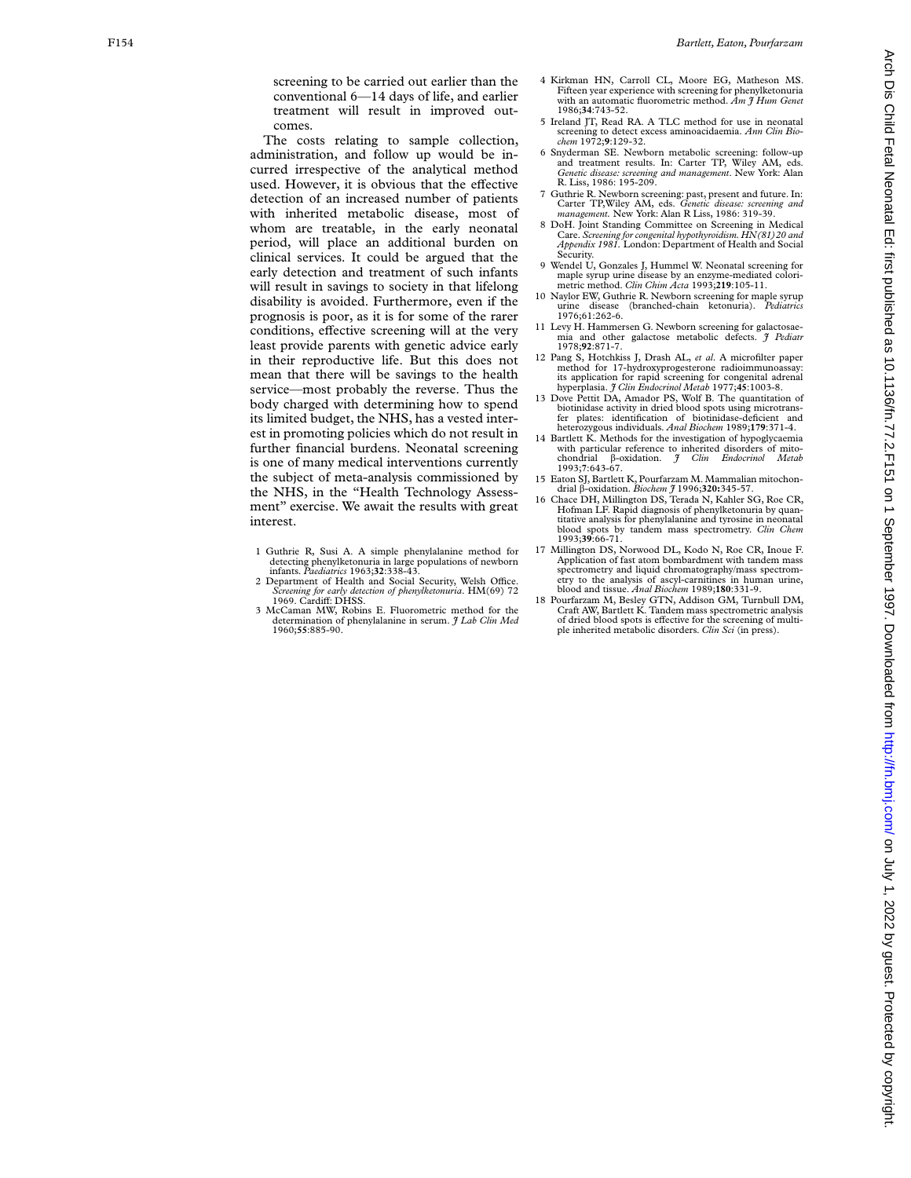screening to be carried out earlier than the conventional 6—14 days of life, and earlier treatment will result in improved outcomes.

The costs relating to sample collection, administration, and follow up would be incurred irrespective of the analytical method used. However, it is obvious that the effective detection of an increased number of patients with inherited metabolic disease, most of whom are treatable, in the early neonatal period, will place an additional burden on clinical services. It could be argued that the early detection and treatment of such infants will result in savings to society in that lifelong disability is avoided. Furthermore, even if the prognosis is poor, as it is for some of the rarer conditions, effective screening will at the very least provide parents with genetic advice early in their reproductive life. But this does not mean that there will be savings to the health service—most probably the reverse. Thus the body charged with determining how to spend its limited budget, the NHS, has a vested interest in promoting policies which do not result in further financial burdens. Neonatal screening is one of many medical interventions currently the subject of meta-analysis commissioned by the NHS, in the "Health Technology Assessment" exercise. We await the results with great interest.

1. Guthrie R, Susi A. A simple phenylalanine method for detecting phenylketonuria in large populations of newborn infants. *Paediatrics* 1963;**32**:338-43.
2. Department of Health and Social Security, Welsh Office. *Screening for early detection of phenylketonuria*. HM(69) 72 1969. Cardiff: DHSS.
3. McCaman MW, Robins E. Fluorometric method for the determination of phenylalanine in serum. *J Lab Clin Med* 1960;**55**:885-90.
4. Kirkman HN, Carroll CL, Moore EG, Matheson MS. Fifteen year experience with screening for phenylketonuria with an automatic fluorometric method. *Am J Hum Genet* 1986;**34**:743-52.
5. Ireland JT, Read RA. A TLC method for use in neonatal screening to detect excess aminoacidaemia. *Ann Clin Biochem* 1972;**9**:129-32.
6. Snyderman SE. Newborn metabolic screening: follow-up and treatment results. In: Carter TP, Wiley AM, eds. *Genetic disease: screening and management*. New York: Alan R. Liss, 1986: 195-209.
7. Guthrie R. Newborn screening: past, present and future. In: Carter TP,Wiley AM, eds. *Genetic disease: screening and management.* New York: Alan R Liss, 1986: 319-39.
8. DoH. Joint Standing Committee on Screening in Medical Care. *Screening for congenital hypothyroidism. HN(81) 20 and Appendix 1981.* London: Department of Health and Social Security.
9. Wendel U, Gonzales J, Hummel W. Neonatal screening for maple syrup urine disease by an enzyme-mediated colorimetric method. *Clin Chim Acta* 1993;**219**:105-11.
10. Naylor EW, Guthrie R. Newborn screening for maple syrup urine disease (branched-chain ketonuria). *Pediatrics* 1976;61:262-6.
11. Levy H. Hammersen G. Newborn screening for galactosaemia and other galactose metabolic defects. *J Pediatr* 1978;**92**:871-7.
12. Pang S, Hotchkiss J, Drash AL, *et al*. A microfilter paper method for 17-hydroxyprogesterone radioimmunoassay: its application for rapid screening for congenital adrenal hyperplasia. *J Clin Endocrinol Metab* 1977;**45**:1003-8.
13. Dove Pettit DA, Amador PS, Wolf B. The quantitation of biotinidase activity in dried blood spots using microtransfer plates: identification of biotinidase-deficient and heterozygous individuals. *Anal Biochem* 1989;**179**:371-4.
14. Bartlett K. Methods for the investigation of hypoglycaemia with particular reference to inherited disorders of mitochondrial β-oxidation. *J Clin Endocrinol Metab* 1993;**7**:643-67.
15. Eaton SJ, Bartlett K, Pourfarzam M. Mammalian mitochondrial β-oxidation. *Biochem J* 1996;**320:**345-57.
16. Chace DH, Millington DS, Terada N, Kahler SG, Roe CR, Hofman LF. Rapid diagnosis of phenylketonuria by quantitative analysis for phenylalanine and tyrosine in neonatal blood spots by tandem mass spectrometry. *Clin Chem* 1993;**39**:66-71.
17. Millington DS, Norwood DL, Kodo N, Roe CR, Inoue F. Application of fast atom bombardment with tandem mass spectrometry and liquid chromatography/mass spectrometry to the analysis of ascyl-carnitines in human urine, blood and tissue. *Anal Biochem* 1989;**180**:331-9.
18. Pourfarzam M, Besley GTN, Addison GM, Turnbull DM, Craft AW, Bartlett K. Tandem mass spectrometric analysis of dried blood spots is effective for the screening of multiple inherited metabolic disorders. *Clin Sci* (in press).